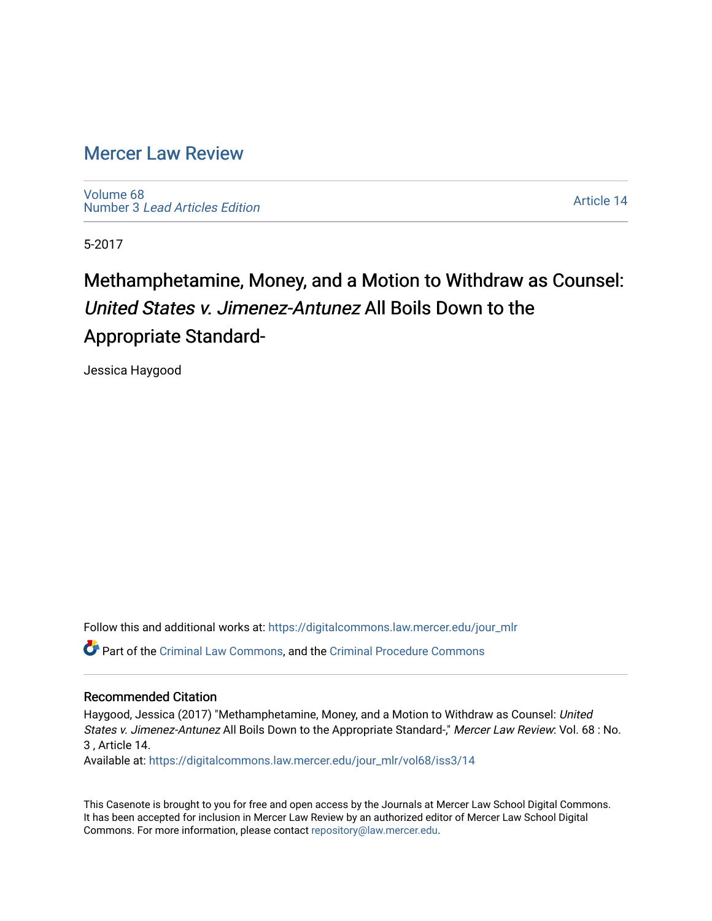# Mercer Law Review

Volume 68
Number 3 *Lead Articles Edition*

Article 14

5-2017

# Methamphetamine, Money, and a Motion to Withdraw as Counsel: *United States v. Jimenez-Antunez* All Boils Down to the Appropriate Standard-

Jessica Haygood

Follow this and additional works at: https://digitalcommons.law.mercer.edu/jour_mlr

Part of the Criminal Law Commons, and the Criminal Procedure Commons

## Recommended Citation

Haygood, Jessica (2017) "Methamphetamine, Money, and a Motion to Withdraw as Counsel: *United States v. Jimenez-Antunez* All Boils Down to the Appropriate Standard-," *Mercer Law Review*: Vol. 68 : No. 3 , Article 14.
Available at: https://digitalcommons.law.mercer.edu/jour_mlr/vol68/iss3/14

This Casenote is brought to you for free and open access by the Journals at Mercer Law School Digital Commons. It has been accepted for inclusion in Mercer Law Review by an authorized editor of Mercer Law School Digital Commons. For more information, please contact repository@law.mercer.edu.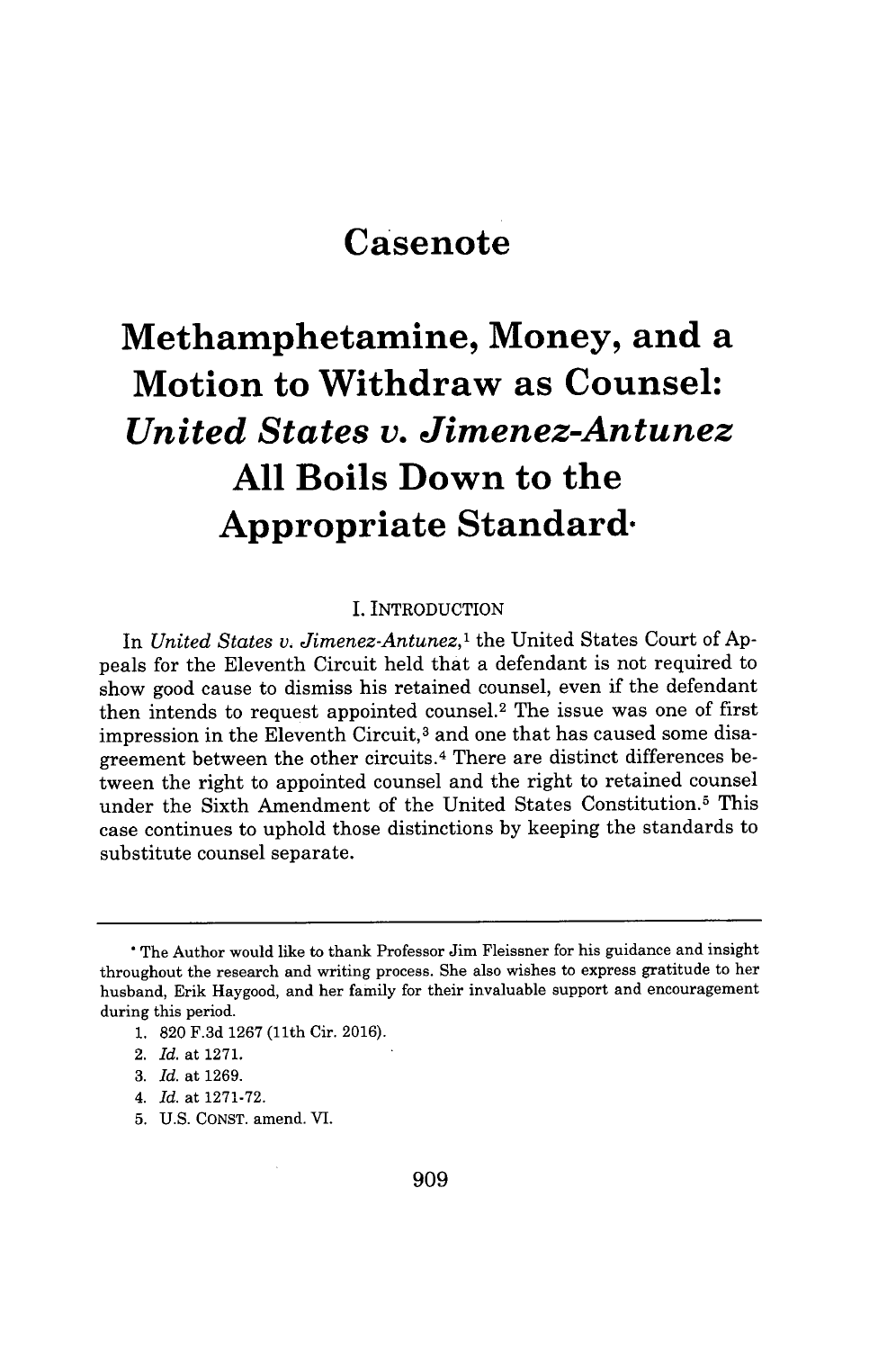# Casenote

# Methamphetamine, Money, and a Motion to Withdraw as Counsel: *United States v. Jimenez-Antunez* All Boils Down to the Appropriate Standard*

## I. INTRODUCTION

In *United States v. Jimenez-Antunez*,[1] the United States Court of Appeals for the Eleventh Circuit held that a defendant is not required to show good cause to dismiss his retained counsel, even if the defendant then intends to request appointed counsel.[2] The issue was one of first impression in the Eleventh Circuit,[3] and one that has caused some disagreement between the other circuits.[4] There are distinct differences between the right to appointed counsel and the right to retained counsel under the Sixth Amendment of the United States Constitution.[5] This case continues to uphold those distinctions by keeping the standards to substitute counsel separate.

---

\* The Author would like to thank Professor Jim Fleissner for his guidance and insight throughout the research and writing process. She also wishes to express gratitude to her husband, Erik Haygood, and her family for their invaluable support and encouragement during this period.

1. 820 F.3d 1267 (11th Cir. 2016).
2. *Id.* at 1271.
3. *Id.* at 1269.
4. *Id.* at 1271-72.
5. U.S. CONST. amend. VI.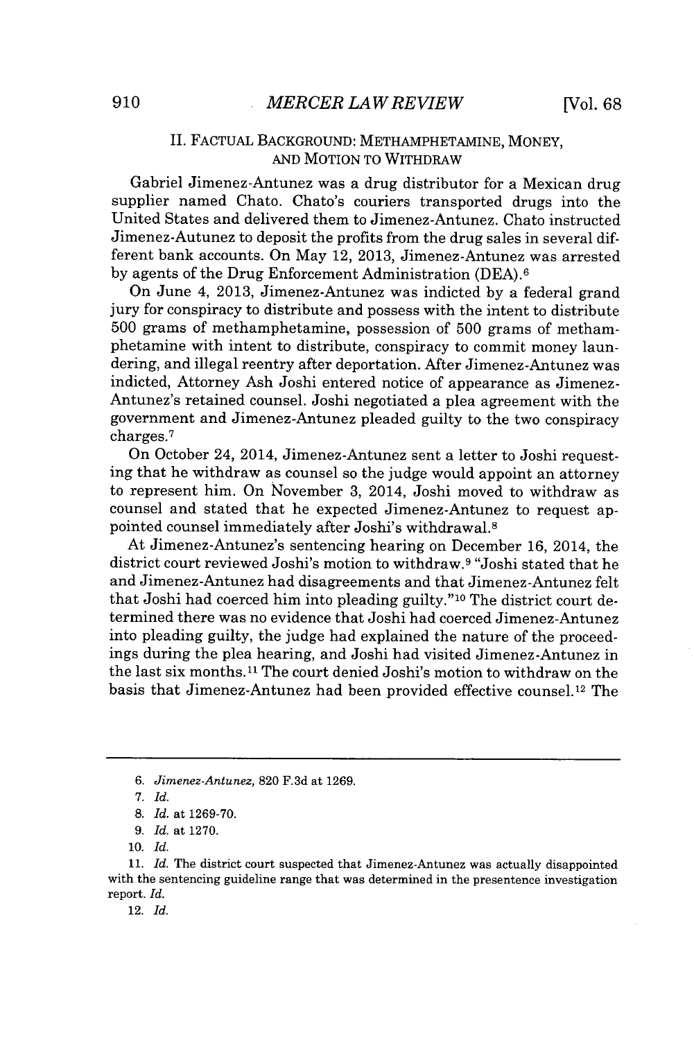## II. FACTUAL BACKGROUND: METHAMPHETAMINE, MONEY, AND MOTION TO WITHDRAW

Gabriel Jimenez-Antunez was a drug distributor for a Mexican drug supplier named Chato. Chato's couriers transported drugs into the United States and delivered them to Jimenez-Antunez. Chato instructed Jimenez-Autunez to deposit the profits from the drug sales in several different bank accounts. On May 12, 2013, Jimenez-Antunez was arrested by agents of the Drug Enforcement Administration (DEA).[6]

On June 4, 2013, Jimenez-Antunez was indicted by a federal grand jury for conspiracy to distribute and possess with the intent to distribute 500 grams of methamphetamine, possession of 500 grams of methamphetamine with intent to distribute, conspiracy to commit money laundering, and illegal reentry after deportation. After Jimenez-Antunez was indicted, Attorney Ash Joshi entered notice of appearance as Jimenez-Antunez's retained counsel. Joshi negotiated a plea agreement with the government and Jimenez-Antunez pleaded guilty to the two conspiracy charges.[7]

On October 24, 2014, Jimenez-Antunez sent a letter to Joshi requesting that he withdraw as counsel so the judge would appoint an attorney to represent him. On November 3, 2014, Joshi moved to withdraw as counsel and stated that he expected Jimenez-Antunez to request appointed counsel immediately after Joshi's withdrawal.[8]

At Jimenez-Antunez's sentencing hearing on December 16, 2014, the district court reviewed Joshi's motion to withdraw.[9] "Joshi stated that he and Jimenez-Antunez had disagreements and that Jimenez-Antunez felt that Joshi had coerced him into pleading guilty."[10] The district court determined there was no evidence that Joshi had coerced Jimenez-Antunez into pleading guilty, the judge had explained the nature of the proceedings during the plea hearing, and Joshi had visited Jimenez-Antunez in the last six months.[11] The court denied Joshi's motion to withdraw on the basis that Jimenez-Antunez had been provided effective counsel.[12] The

---

6. *Jimenez-Antunez*, 820 F.3d at 1269.

7. *Id.*

8. *Id.* at 1269-70.

9. *Id.* at 1270.

10. *Id.*

11. *Id.* The district court suspected that Jimenez-Antunez was actually disappointed with the sentencing guideline range that was determined in the presentence investigation report. *Id.*

12. *Id.*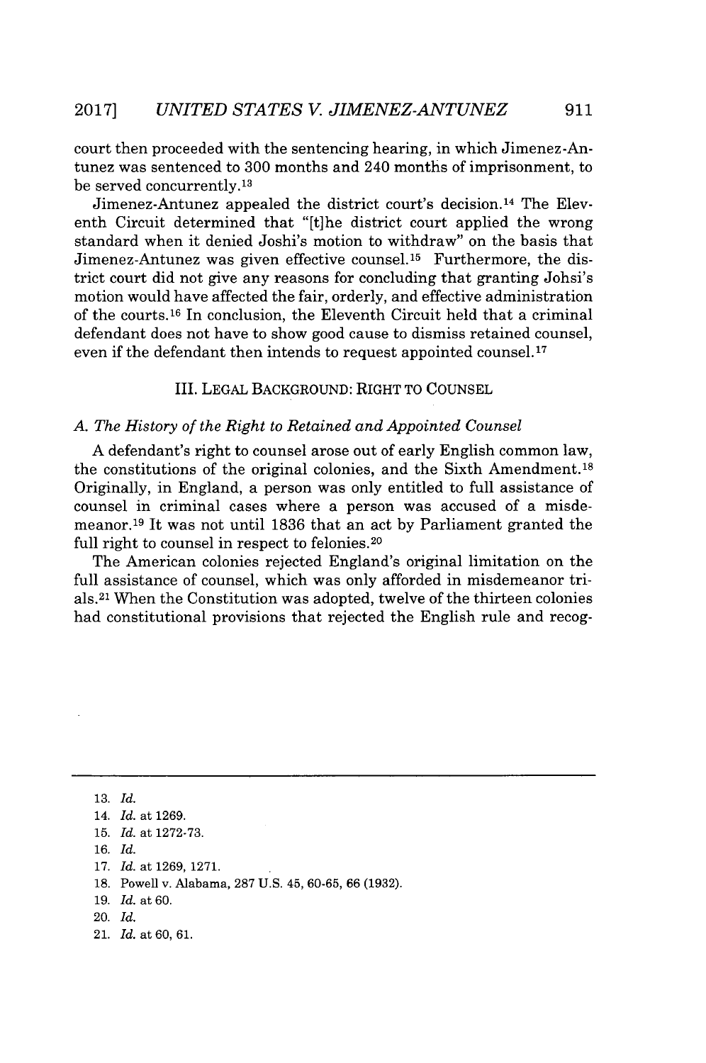court then proceeded with the sentencing hearing, in which Jimenez-Antunez was sentenced to 300 months and 240 months of imprisonment, to be served concurrently.[13]

Jimenez-Antunez appealed the district court's decision.[14] The Eleventh Circuit determined that "[t]he district court applied the wrong standard when it denied Joshi's motion to withdraw" on the basis that Jimenez-Antunez was given effective counsel.[15] Furthermore, the district court did not give any reasons for concluding that granting Johsi's motion would have affected the fair, orderly, and effective administration of the courts.[16] In conclusion, the Eleventh Circuit held that a criminal defendant does not have to show good cause to dismiss retained counsel, even if the defendant then intends to request appointed counsel.[17]

## III. LEGAL BACKGROUND: RIGHT TO COUNSEL

### *A. The History of the Right to Retained and Appointed Counsel*

A defendant's right to counsel arose out of early English common law, the constitutions of the original colonies, and the Sixth Amendment.[18] Originally, in England, a person was only entitled to full assistance of counsel in criminal cases where a person was accused of a misdemeanor.[19] It was not until 1836 that an act by Parliament granted the full right to counsel in respect to felonies.[20]

The American colonies rejected England's original limitation on the full assistance of counsel, which was only afforded in misdemeanor trials.[21] When the Constitution was adopted, twelve of the thirteen colonies had constitutional provisions that rejected the English rule and recog-

---

13. *Id.*
14. *Id.* at 1269.
15. *Id.* at 1272-73.
16. *Id.*
17. *Id.* at 1269, 1271.
18. Powell v. Alabama, 287 U.S. 45, 60-65, 66 (1932).
19. *Id.* at 60.
20. *Id.*
21. *Id.* at 60, 61.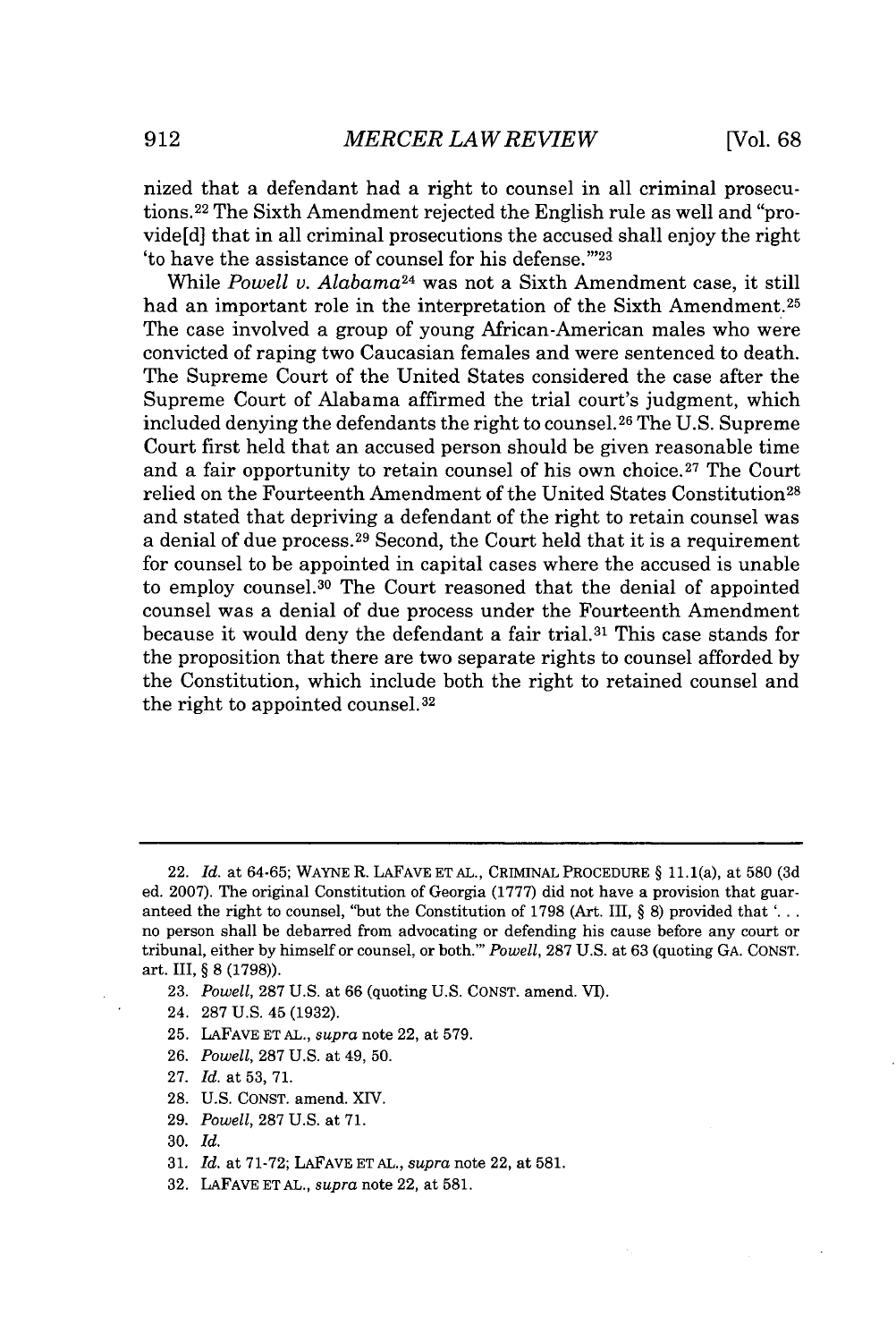nized that a defendant had a right to counsel in all criminal prosecutions.[22] The Sixth Amendment rejected the English rule as well and "provide[d] that in all criminal prosecutions the accused shall enjoy the right 'to have the assistance of counsel for his defense.'"[23]

While *Powell v. Alabama*[24] was not a Sixth Amendment case, it still had an important role in the interpretation of the Sixth Amendment.[25] The case involved a group of young African-American males who were convicted of raping two Caucasian females and were sentenced to death. The Supreme Court of the United States considered the case after the Supreme Court of Alabama affirmed the trial court's judgment, which included denying the defendants the right to counsel.[26] The U.S. Supreme Court first held that an accused person should be given reasonable time and a fair opportunity to retain counsel of his own choice.[27] The Court relied on the Fourteenth Amendment of the United States Constitution[28] and stated that depriving a defendant of the right to retain counsel was a denial of due process.[29] Second, the Court held that it is a requirement for counsel to be appointed in capital cases where the accused is unable to employ counsel.[30] The Court reasoned that the denial of appointed counsel was a denial of due process under the Fourteenth Amendment because it would deny the defendant a fair trial.[31] This case stands for the proposition that there are two separate rights to counsel afforded by the Constitution, which include both the right to retained counsel and the right to appointed counsel.[32]

---

22. *Id.* at 64-65; WAYNE R. LAFAVE ET AL., CRIMINAL PROCEDURE § 11.1(a), at 580 (3d ed. 2007). The original Constitution of Georgia (1777) did not have a provision that guaranteed the right to counsel, "but the Constitution of 1798 (Art. III, § 8) provided that '. . . no person shall be debarred from advocating or defending his cause before any court or tribunal, either by himself or counsel, or both.'" *Powell*, 287 U.S. at 63 (quoting GA. CONST. art. III, § 8 (1798)).
23. *Powell*, 287 U.S. at 66 (quoting U.S. CONST. amend. VI).
24. 287 U.S. 45 (1932).
25. LAFAVE ET AL., *supra* note 22, at 579.
26. *Powell*, 287 U.S. at 49, 50.
27. *Id.* at 53, 71.
28. U.S. CONST. amend. XIV.
29. *Powell*, 287 U.S. at 71.
30. *Id.*
31. *Id.* at 71-72; LAFAVE ET AL., *supra* note 22, at 581.
32. LAFAVE ET AL., *supra* note 22, at 581.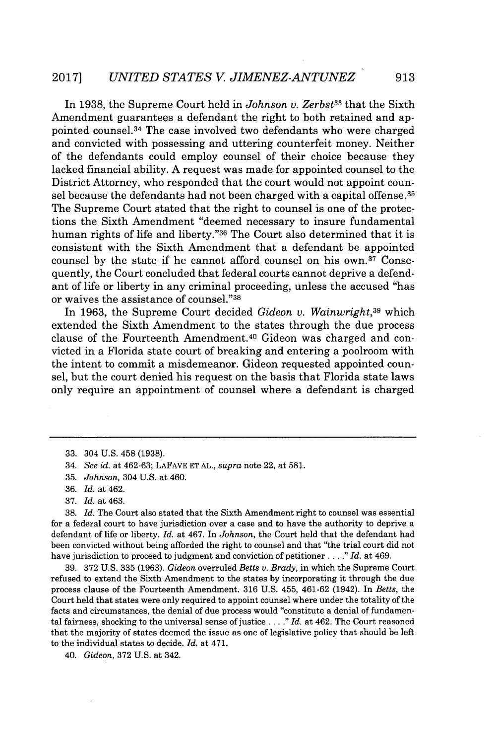In 1938, the Supreme Court held in *Johnson v. Zerbst*[33] that the Sixth Amendment guarantees a defendant the right to both retained and appointed counsel.[34] The case involved two defendants who were charged and convicted with possessing and uttering counterfeit money. Neither of the defendants could employ counsel of their choice because they lacked financial ability. A request was made for appointed counsel to the District Attorney, who responded that the court would not appoint counsel because the defendants had not been charged with a capital offense.[35] The Supreme Court stated that the right to counsel is one of the protections the Sixth Amendment "deemed necessary to insure fundamental human rights of life and liberty."[36] The Court also determined that it is consistent with the Sixth Amendment that a defendant be appointed counsel by the state if he cannot afford counsel on his own.[37] Consequently, the Court concluded that federal courts cannot deprive a defendant of life or liberty in any criminal proceeding, unless the accused "has or waives the assistance of counsel."[38]

In 1963, the Supreme Court decided *Gideon v. Wainwright*,[39] which extended the Sixth Amendment to the states through the due process clause of the Fourteenth Amendment.[40] Gideon was charged and convicted in a Florida state court of breaking and entering a poolroom with the intent to commit a misdemeanor. Gideon requested appointed counsel, but the court denied his request on the basis that Florida state laws only require an appointment of counsel where a defendant is charged

---

33. 304 U.S. 458 (1938).

34. *See id.* at 462-63; LAFAVE ET AL., *supra* note 22, at 581.

35. *Johnson*, 304 U.S. at 460.

36. *Id.* at 462.

37. *Id.* at 463.

38. *Id.* The Court also stated that the Sixth Amendment right to counsel was essential for a federal court to have jurisdiction over a case and to have the authority to deprive a defendant of life or liberty. *Id.* at 467. In *Johnson*, the Court held that the defendant had been convicted without being afforded the right to counsel and that "the trial court did not have jurisdiction to proceed to judgment and conviction of petitioner . . . ." *Id.* at 469.

39. 372 U.S. 335 (1963). *Gideon* overruled *Betts v. Brady*, in which the Supreme Court refused to extend the Sixth Amendment to the states by incorporating it through the due process clause of the Fourteenth Amendment. 316 U.S. 455, 461-62 (1942). In *Betts*, the Court held that states were only required to appoint counsel where under the totality of the facts and circumstances, the denial of due process would "constitute a denial of fundamental fairness, shocking to the universal sense of justice . . . ." *Id.* at 462. The Court reasoned that the majority of states deemed the issue as one of legislative policy that should be left to the individual states to decide. *Id.* at 471.

40. *Gideon*, 372 U.S. at 342.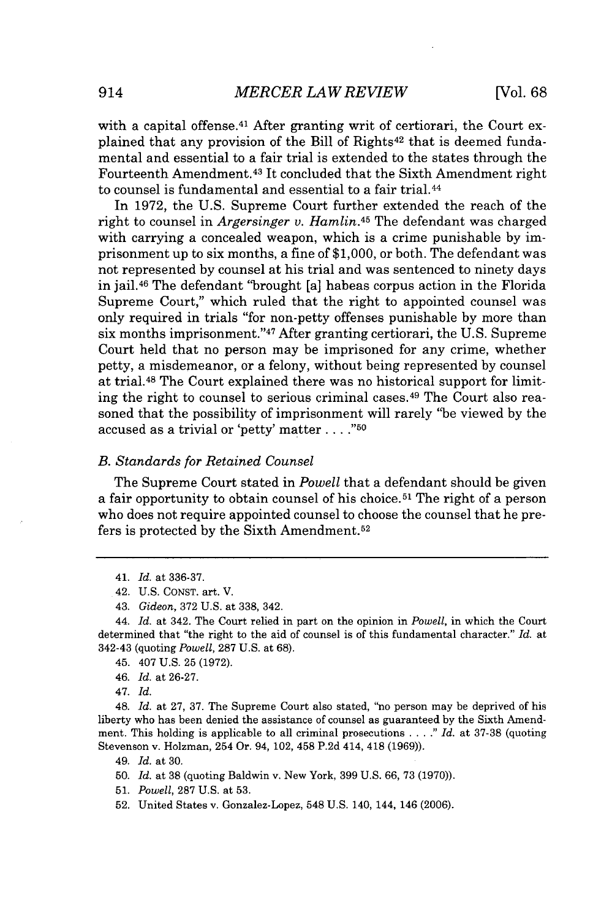with a capital offense.[41] After granting writ of certiorari, the Court explained that any provision of the Bill of Rights[42] that is deemed fundamental and essential to a fair trial is extended to the states through the Fourteenth Amendment.[43] It concluded that the Sixth Amendment right to counsel is fundamental and essential to a fair trial.[44]

In 1972, the U.S. Supreme Court further extended the reach of the right to counsel in *Argersinger v. Hamlin*.[45] The defendant was charged with carrying a concealed weapon, which is a crime punishable by imprisonment up to six months, a fine of $1,000, or both. The defendant was not represented by counsel at his trial and was sentenced to ninety days in jail.[46] The defendant "brought [a] habeas corpus action in the Florida Supreme Court," which ruled that the right to appointed counsel was only required in trials "for non-petty offenses punishable by more than six months imprisonment."[47] After granting certiorari, the U.S. Supreme Court held that no person may be imprisoned for any crime, whether petty, a misdemeanor, or a felony, without being represented by counsel at trial.[48] The Court explained there was no historical support for limiting the right to counsel to serious criminal cases.[49] The Court also reasoned that the possibility of imprisonment will rarely "be viewed by the accused as a trivial or 'petty' matter . . . ."[50]

### *B. Standards for Retained Counsel*

The Supreme Court stated in *Powell* that a defendant should be given a fair opportunity to obtain counsel of his choice.[51] The right of a person who does not require appointed counsel to choose the counsel that he prefers is protected by the Sixth Amendment.[52]

---

41. *Id.* at 336-37.

42. U.S. CONST. art. V.

43. *Gideon*, 372 U.S. at 338, 342.

44. *Id.* at 342. The Court relied in part on the opinion in *Powell*, in which the Court determined that "the right to the aid of counsel is of this fundamental character." *Id.* at 342-43 (quoting *Powell*, 287 U.S. at 68).

45. 407 U.S. 25 (1972).

46. *Id.* at 26-27.

47. *Id.*

48. *Id.* at 27, 37. The Supreme Court also stated, "no person may be deprived of his liberty who has been denied the assistance of counsel as guaranteed by the Sixth Amendment. This holding is applicable to all criminal prosecutions . . . ." *Id.* at 37-38 (quoting Stevenson v. Holzman, 254 Or. 94, 102, 458 P.2d 414, 418 (1969)).

49. *Id.* at 30.

50. *Id.* at 38 (quoting Baldwin v. New York, 399 U.S. 66, 73 (1970)).

51. *Powell*, 287 U.S. at 53.

52. United States v. Gonzalez-Lopez, 548 U.S. 140, 144, 146 (2006).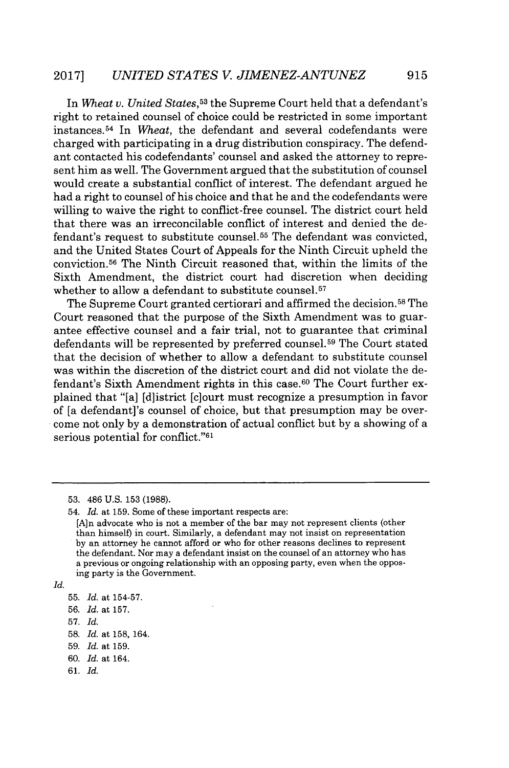In *Wheat v. United States*,[53] the Supreme Court held that a defendant's right to retained counsel of choice could be restricted in some important instances.[54] In *Wheat*, the defendant and several codefendants were charged with participating in a drug distribution conspiracy. The defendant contacted his codefendants' counsel and asked the attorney to represent him as well. The Government argued that the substitution of counsel would create a substantial conflict of interest. The defendant argued he had a right to counsel of his choice and that he and the codefendants were willing to waive the right to conflict-free counsel. The district court held that there was an irreconcilable conflict of interest and denied the defendant's request to substitute counsel.[55] The defendant was convicted, and the United States Court of Appeals for the Ninth Circuit upheld the conviction.[56] The Ninth Circuit reasoned that, within the limits of the Sixth Amendment, the district court had discretion when deciding whether to allow a defendant to substitute counsel.[57]

The Supreme Court granted certiorari and affirmed the decision.[58] The Court reasoned that the purpose of the Sixth Amendment was to guarantee effective counsel and a fair trial, not to guarantee that criminal defendants will be represented by preferred counsel.[59] The Court stated that the decision of whether to allow a defendant to substitute counsel was within the discretion of the district court and did not violate the defendant's Sixth Amendment rights in this case.[60] The Court further explained that "[a] [d]istrict [c]ourt must recognize a presumption in favor of [a defendant]'s counsel of choice, but that presumption may be overcome not only by a demonstration of actual conflict but by a showing of a serious potential for conflict."[61]

---

53. 486 U.S. 153 (1988).

54. *Id.* at 159. Some of these important respects are:

> [A]n advocate who is not a member of the bar may not represent clients (other than himself) in court. Similarly, a defendant may not insist on representation by an attorney he cannot afford or who for other reasons declines to represent the defendant. Nor may a defendant insist on the counsel of an attorney who has a previous or ongoing relationship with an opposing party, even when the opposing party is the Government.

*Id.*

55. *Id.* at 154-57.

56. *Id.* at 157.

57. *Id.*

58. *Id.* at 158, 164.

59. *Id.* at 159.

60. *Id.* at 164.

61. *Id.*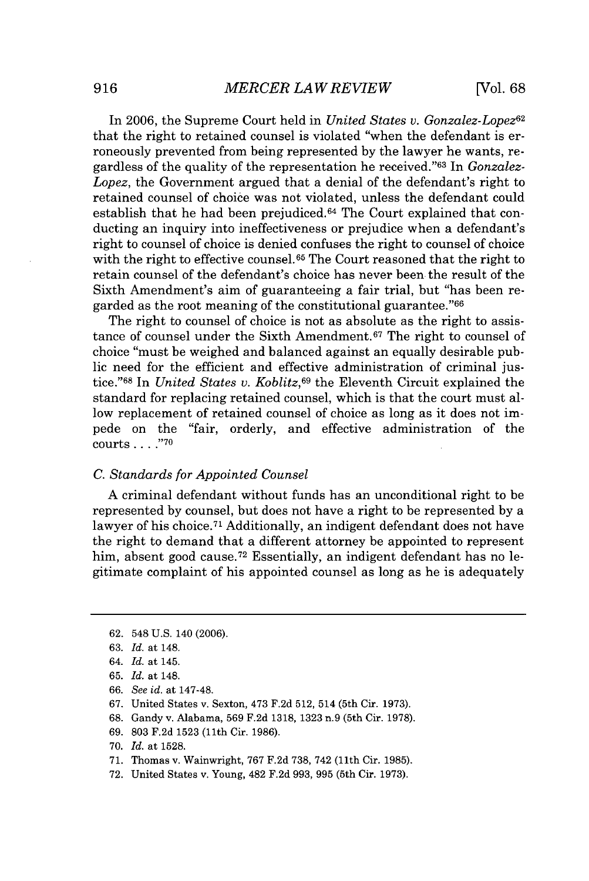In 2006, the Supreme Court held in *United States v. Gonzalez-Lopez*[62] that the right to retained counsel is violated "when the defendant is erroneously prevented from being represented by the lawyer he wants, regardless of the quality of the representation he received."[63] In *Gonzalez-Lopez*, the Government argued that a denial of the defendant's right to retained counsel of choice was not violated, unless the defendant could establish that he had been prejudiced.[64] The Court explained that conducting an inquiry into ineffectiveness or prejudice when a defendant's right to counsel of choice is denied confuses the right to counsel of choice with the right to effective counsel.[65] The Court reasoned that the right to retain counsel of the defendant's choice has never been the result of the Sixth Amendment's aim of guaranteeing a fair trial, but "has been regarded as the root meaning of the constitutional guarantee."[66]

The right to counsel of choice is not as absolute as the right to assistance of counsel under the Sixth Amendment.[67] The right to counsel of choice "must be weighed and balanced against an equally desirable public need for the efficient and effective administration of criminal justice."[68] In *United States v. Koblitz*,[69] the Eleventh Circuit explained the standard for replacing retained counsel, which is that the court must allow replacement of retained counsel of choice as long as it does not impede on the "fair, orderly, and effective administration of the courts . . . ."[70]

### *C. Standards for Appointed Counsel*

A criminal defendant without funds has an unconditional right to be represented by counsel, but does not have a right to be represented by a lawyer of his choice.[71] Additionally, an indigent defendant does not have the right to demand that a different attorney be appointed to represent him, absent good cause.[72] Essentially, an indigent defendant has no legitimate complaint of his appointed counsel as long as he is adequately

---

62. 548 U.S. 140 (2006).
63. *Id.* at 148.
64. *Id.* at 145.
65. *Id.* at 148.
66. *See id.* at 147-48.
67. United States v. Sexton, 473 F.2d 512, 514 (5th Cir. 1973).
68. Gandy v. Alabama, 569 F.2d 1318, 1323 n.9 (5th Cir. 1978).
69. 803 F.2d 1523 (11th Cir. 1986).
70. *Id.* at 1528.
71. Thomas v. Wainwright, 767 F.2d 738, 742 (11th Cir. 1985).
72. United States v. Young, 482 F.2d 993, 995 (5th Cir. 1973).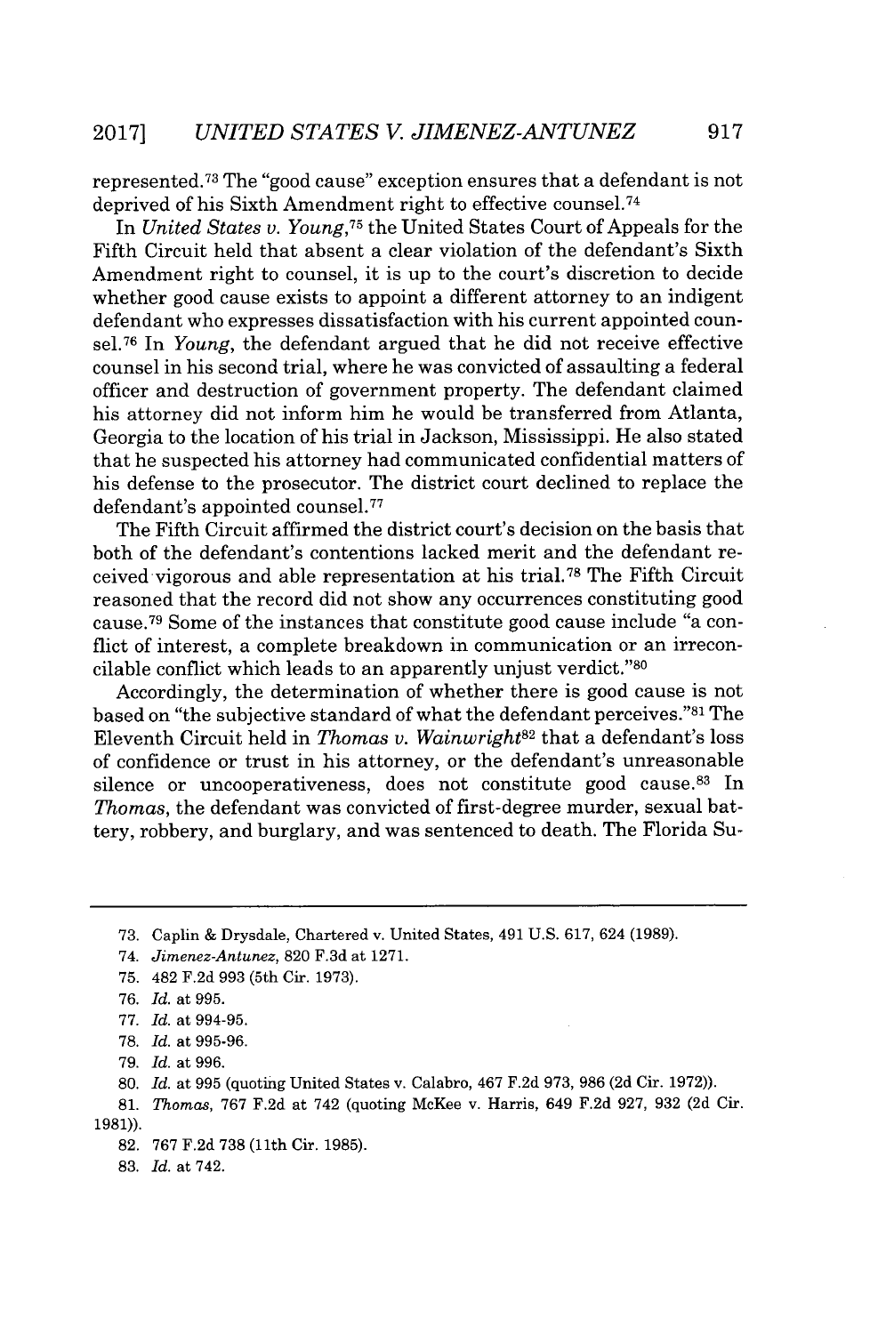represented.[73] The "good cause" exception ensures that a defendant is not deprived of his Sixth Amendment right to effective counsel.[74]

In *United States v. Young*,[75] the United States Court of Appeals for the Fifth Circuit held that absent a clear violation of the defendant's Sixth Amendment right to counsel, it is up to the court's discretion to decide whether good cause exists to appoint a different attorney to an indigent defendant who expresses dissatisfaction with his current appointed counsel.[76] In *Young*, the defendant argued that he did not receive effective counsel in his second trial, where he was convicted of assaulting a federal officer and destruction of government property. The defendant claimed his attorney did not inform him he would be transferred from Atlanta, Georgia to the location of his trial in Jackson, Mississippi. He also stated that he suspected his attorney had communicated confidential matters of his defense to the prosecutor. The district court declined to replace the defendant's appointed counsel.[77]

The Fifth Circuit affirmed the district court's decision on the basis that both of the defendant's contentions lacked merit and the defendant received vigorous and able representation at his trial.[78] The Fifth Circuit reasoned that the record did not show any occurrences constituting good cause.[79] Some of the instances that constitute good cause include "a conflict of interest, a complete breakdown in communication or an irreconcilable conflict which leads to an apparently unjust verdict."[80]

Accordingly, the determination of whether there is good cause is not based on "the subjective standard of what the defendant perceives."[81] The Eleventh Circuit held in *Thomas v. Wainwright*[82] that a defendant's loss of confidence or trust in his attorney, or the defendant's unreasonable silence or uncooperativeness, does not constitute good cause.[83] In *Thomas*, the defendant was convicted of first-degree murder, sexual battery, robbery, and burglary, and was sentenced to death. The Florida Su-

---

73. Caplin & Drysdale, Chartered v. United States, 491 U.S. 617, 624 (1989).

74. *Jimenez-Antunez*, 820 F.3d at 1271.

75. 482 F.2d 993 (5th Cir. 1973).

76. *Id.* at 995.

77. *Id.* at 994-95.

78. *Id.* at 995-96.

79. *Id.* at 996.

80. *Id.* at 995 (quoting United States v. Calabro, 467 F.2d 973, 986 (2d Cir. 1972)).

81. *Thomas*, 767 F.2d at 742 (quoting McKee v. Harris, 649 F.2d 927, 932 (2d Cir. 1981)).

82. 767 F.2d 738 (11th Cir. 1985).

83. *Id.* at 742.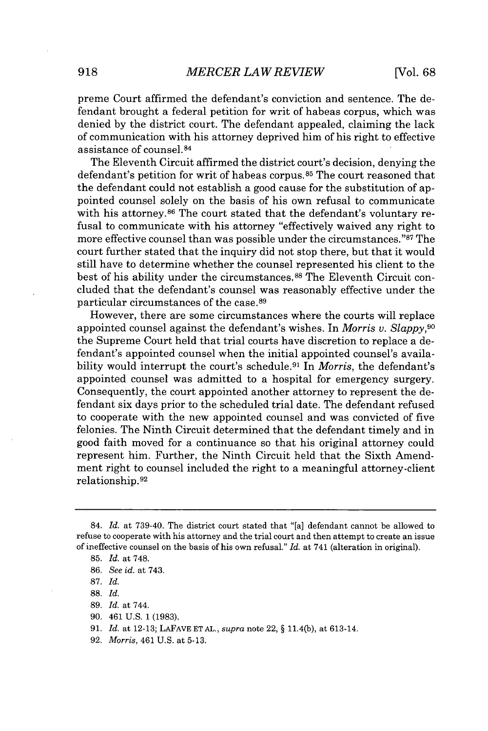preme Court affirmed the defendant's conviction and sentence. The defendant brought a federal petition for writ of habeas corpus, which was denied by the district court. The defendant appealed, claiming the lack of communication with his attorney deprived him of his right to effective assistance of counsel.[84]

The Eleventh Circuit affirmed the district court's decision, denying the defendant's petition for writ of habeas corpus.[85] The court reasoned that the defendant could not establish a good cause for the substitution of appointed counsel solely on the basis of his own refusal to communicate with his attorney.[86] The court stated that the defendant's voluntary refusal to communicate with his attorney "effectively waived any right to more effective counsel than was possible under the circumstances."[87] The court further stated that the inquiry did not stop there, but that it would still have to determine whether the counsel represented his client to the best of his ability under the circumstances.[88] The Eleventh Circuit concluded that the defendant's counsel was reasonably effective under the particular circumstances of the case.[89]

However, there are some circumstances where the courts will replace appointed counsel against the defendant's wishes. In *Morris v. Slappy*,[90] the Supreme Court held that trial courts have discretion to replace a defendant's appointed counsel when the initial appointed counsel's availability would interrupt the court's schedule.[91] In *Morris*, the defendant's appointed counsel was admitted to a hospital for emergency surgery. Consequently, the court appointed another attorney to represent the defendant six days prior to the scheduled trial date. The defendant refused to cooperate with the new appointed counsel and was convicted of five felonies. The Ninth Circuit determined that the defendant timely and in good faith moved for a continuance so that his original attorney could represent him. Further, the Ninth Circuit held that the Sixth Amendment right to counsel included the right to a meaningful attorney-client relationship.[92]

---

84. *Id.* at 739-40. The district court stated that "[a] defendant cannot be allowed to refuse to cooperate with his attorney and the trial court and then attempt to create an issue of ineffective counsel on the basis of his own refusal." *Id.* at 741 (alteration in original).

85. *Id.* at 748.

86. *See id.* at 743.

87. *Id.*

88. *Id.*

89. *Id.* at 744.

90. 461 U.S. 1 (1983).

91. *Id.* at 12-13; LAFAVE ET AL., *supra* note 22, § 11.4(b), at 613-14.

92. *Morris*, 461 U.S. at 5-13.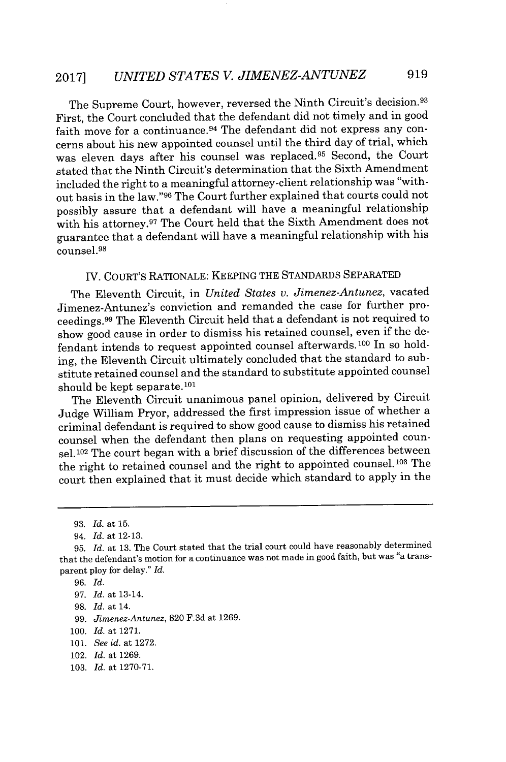The Supreme Court, however, reversed the Ninth Circuit's decision.[93] First, the Court concluded that the defendant did not timely and in good faith move for a continuance.[94] The defendant did not express any concerns about his new appointed counsel until the third day of trial, which was eleven days after his counsel was replaced.[95] Second, the Court stated that the Ninth Circuit's determination that the Sixth Amendment included the right to a meaningful attorney-client relationship was "without basis in the law."[96] The Court further explained that courts could not possibly assure that a defendant will have a meaningful relationship with his attorney.[97] The Court held that the Sixth Amendment does not guarantee that a defendant will have a meaningful relationship with his counsel.[98]

## IV. COURT'S RATIONALE: KEEPING THE STANDARDS SEPARATED

The Eleventh Circuit, in *United States v. Jimenez-Antunez*, vacated Jimenez-Antunez's conviction and remanded the case for further proceedings.[99] The Eleventh Circuit held that a defendant is not required to show good cause in order to dismiss his retained counsel, even if the defendant intends to request appointed counsel afterwards.[100] In so holding, the Eleventh Circuit ultimately concluded that the standard to substitute retained counsel and the standard to substitute appointed counsel should be kept separate.[101]

The Eleventh Circuit unanimous panel opinion, delivered by Circuit Judge William Pryor, addressed the first impression issue of whether a criminal defendant is required to show good cause to dismiss his retained counsel when the defendant then plans on requesting appointed counsel.[102] The court began with a brief discussion of the differences between the right to retained counsel and the right to appointed counsel.[103] The court then explained that it must decide which standard to apply in the

---

93. *Id.* at 15.

94. *Id.* at 12-13.

95. *Id.* at 13. The Court stated that the trial court could have reasonably determined that the defendant's motion for a continuance was not made in good faith, but was "a transparent ploy for delay." *Id.*

96. *Id.*

97. *Id.* at 13-14.

98. *Id.* at 14.

99. *Jimenez-Antunez*, 820 F.3d at 1269.

100. *Id.* at 1271.

101. *See id.* at 1272.

102. *Id.* at 1269.

103. *Id.* at 1270-71.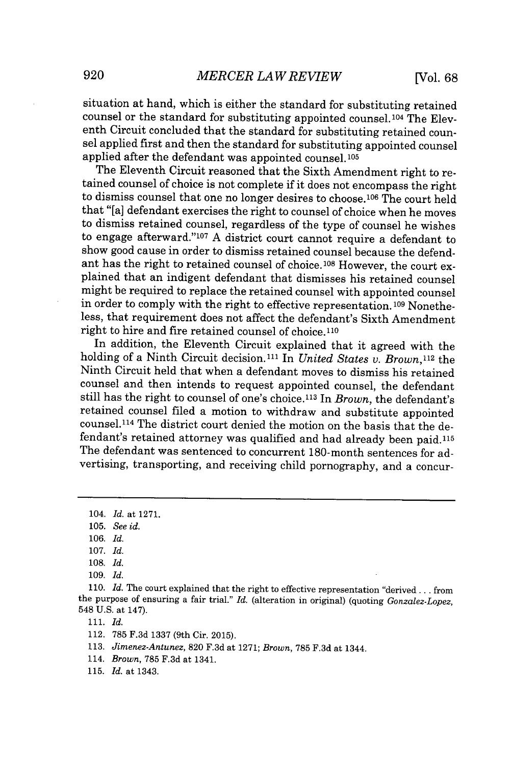situation at hand, which is either the standard for substituting retained counsel or the standard for substituting appointed counsel.[104] The Eleventh Circuit concluded that the standard for substituting retained counsel applied first and then the standard for substituting appointed counsel applied after the defendant was appointed counsel.[105]

The Eleventh Circuit reasoned that the Sixth Amendment right to retained counsel of choice is not complete if it does not encompass the right to dismiss counsel that one no longer desires to choose.[106] The court held that "[a] defendant exercises the right to counsel of choice when he moves to dismiss retained counsel, regardless of the type of counsel he wishes to engage afterward."[107] A district court cannot require a defendant to show good cause in order to dismiss retained counsel because the defendant has the right to retained counsel of choice.[108] However, the court explained that an indigent defendant that dismisses his retained counsel might be required to replace the retained counsel with appointed counsel in order to comply with the right to effective representation.[109] Nonetheless, that requirement does not affect the defendant's Sixth Amendment right to hire and fire retained counsel of choice.[110]

In addition, the Eleventh Circuit explained that it agreed with the holding of a Ninth Circuit decision.[111] In *United States v. Brown*,[112] the Ninth Circuit held that when a defendant moves to dismiss his retained counsel and then intends to request appointed counsel, the defendant still has the right to counsel of one's choice.[113] In *Brown*, the defendant's retained counsel filed a motion to withdraw and substitute appointed counsel.[114] The district court denied the motion on the basis that the defendant's retained attorney was qualified and had already been paid.[115] The defendant was sentenced to concurrent 180-month sentences for advertising, transporting, and receiving child pornography, and a concur-

---

104. *Id.* at 1271.

105. *See id.*

106. *Id.*

107. *Id.*

108. *Id.*

109. *Id.*

110. *Id.* The court explained that the right to effective representation "derived . . . from the purpose of ensuring a fair trial." *Id.* (alteration in original) (quoting *Gonzalez-Lopez*, 548 U.S. at 147).

111. *Id.*

112. 785 F.3d 1337 (9th Cir. 2015).

113. *Jimenez-Antunez*, 820 F.3d at 1271; *Brown*, 785 F.3d at 1344.

114. *Brown*, 785 F.3d at 1341.

115. *Id.* at 1343.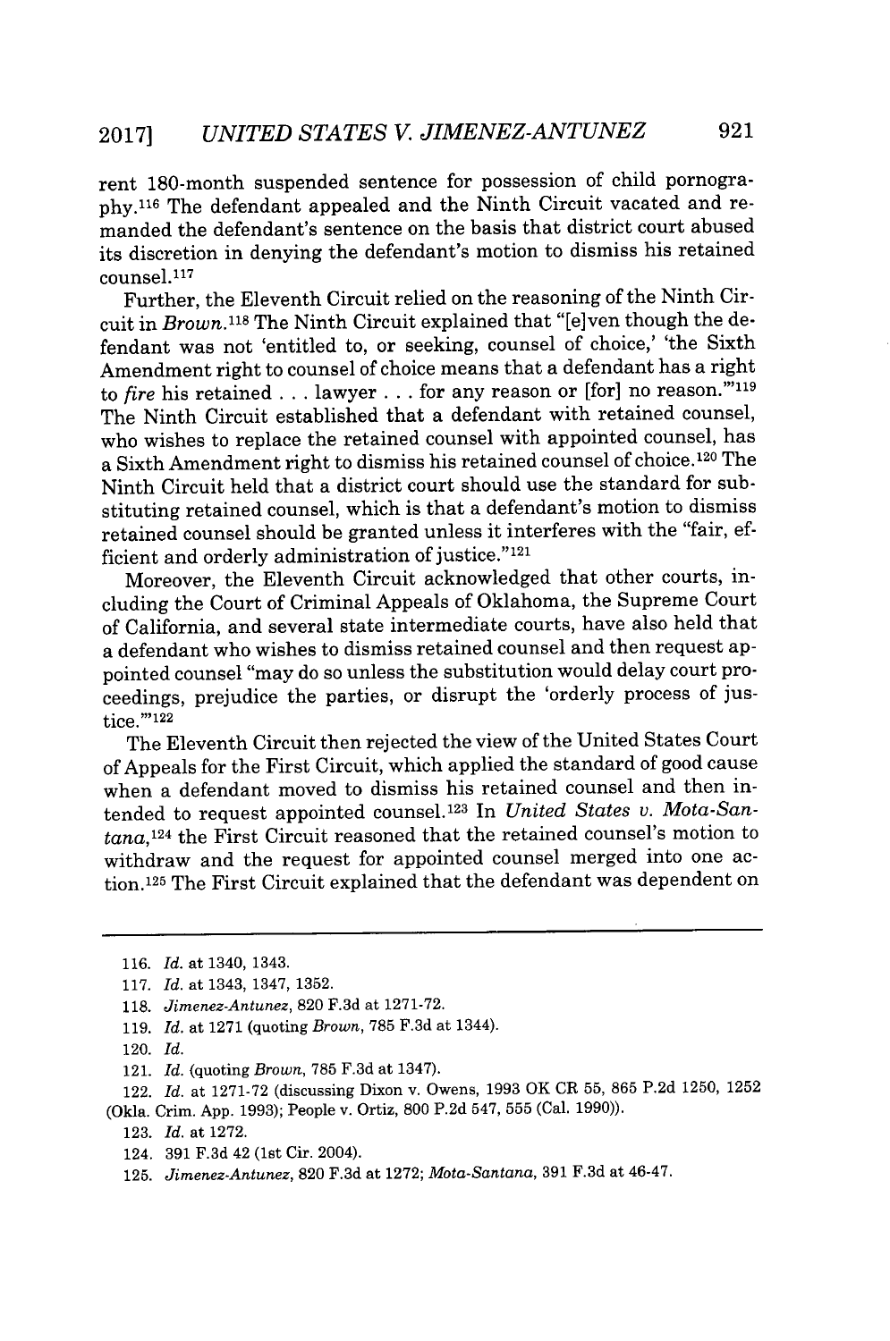rent 180-month suspended sentence for possession of child pornography.[116] The defendant appealed and the Ninth Circuit vacated and remanded the defendant's sentence on the basis that district court abused its discretion in denying the defendant's motion to dismiss his retained counsel.[117]

Further, the Eleventh Circuit relied on the reasoning of the Ninth Circuit in *Brown*.[118] The Ninth Circuit explained that "[e]ven though the defendant was not 'entitled to, or seeking, counsel of choice,' 'the Sixth Amendment right to counsel of choice means that a defendant has a right to *fire* his retained . . . lawyer . . . for any reason or [for] no reason.'"[119] The Ninth Circuit established that a defendant with retained counsel, who wishes to replace the retained counsel with appointed counsel, has a Sixth Amendment right to dismiss his retained counsel of choice.[120] The Ninth Circuit held that a district court should use the standard for substituting retained counsel, which is that a defendant's motion to dismiss retained counsel should be granted unless it interferes with the "fair, efficient and orderly administration of justice."[121]

Moreover, the Eleventh Circuit acknowledged that other courts, including the Court of Criminal Appeals of Oklahoma, the Supreme Court of California, and several state intermediate courts, have also held that a defendant who wishes to dismiss retained counsel and then request appointed counsel "may do so unless the substitution would delay court proceedings, prejudice the parties, or disrupt the 'orderly process of justice.'"[122]

The Eleventh Circuit then rejected the view of the United States Court of Appeals for the First Circuit, which applied the standard of good cause when a defendant moved to dismiss his retained counsel and then intended to request appointed counsel.[123] In *United States v. Mota-Santana*,[124] the First Circuit reasoned that the retained counsel's motion to withdraw and the request for appointed counsel merged into one action.[125] The First Circuit explained that the defendant was dependent on

---

116. *Id.* at 1340, 1343.

117. *Id.* at 1343, 1347, 1352.

118. *Jimenez-Antunez*, 820 F.3d at 1271-72.

119. *Id.* at 1271 (quoting *Brown*, 785 F.3d at 1344).

120. *Id.*

121. *Id.* (quoting *Brown*, 785 F.3d at 1347).

122. *Id.* at 1271-72 (discussing Dixon v. Owens, 1993 OK CR 55, 865 P.2d 1250, 1252 (Okla. Crim. App. 1993); People v. Ortiz, 800 P.2d 547, 555 (Cal. 1990)).

123. *Id.* at 1272.

124. 391 F.3d 42 (1st Cir. 2004).

125. *Jimenez-Antunez*, 820 F.3d at 1272; *Mota-Santana*, 391 F.3d at 46-47.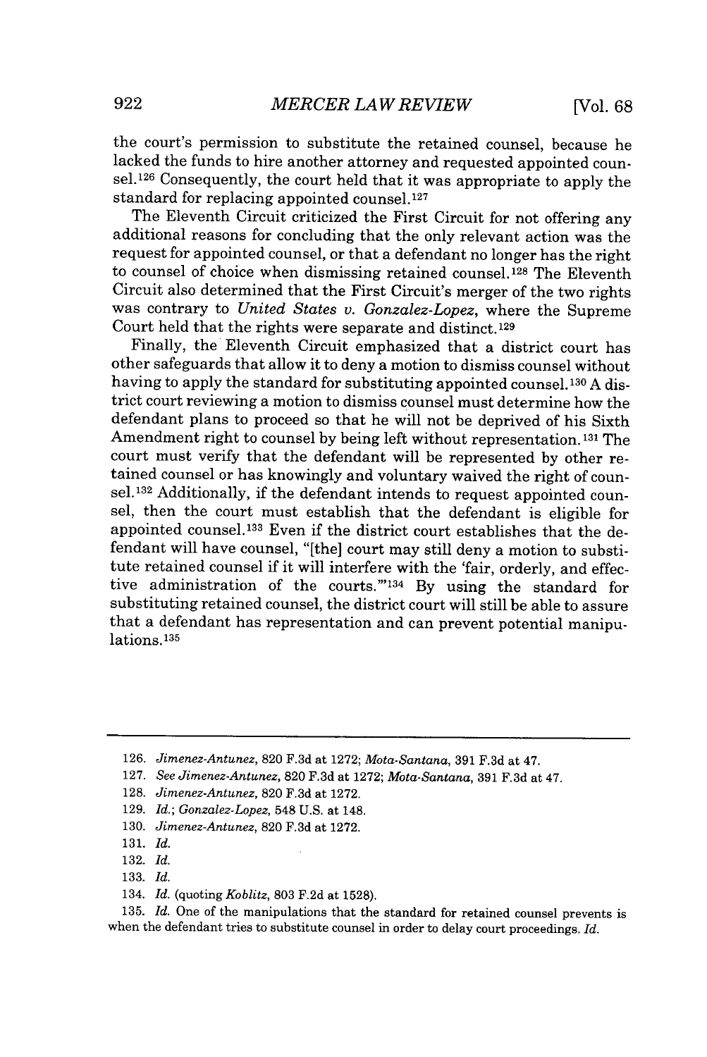the court's permission to substitute the retained counsel, because he lacked the funds to hire another attorney and requested appointed counsel.[126] Consequently, the court held that it was appropriate to apply the standard for replacing appointed counsel.[127]

The Eleventh Circuit criticized the First Circuit for not offering any additional reasons for concluding that the only relevant action was the request for appointed counsel, or that a defendant no longer has the right to counsel of choice when dismissing retained counsel.[128] The Eleventh Circuit also determined that the First Circuit's merger of the two rights was contrary to *United States v. Gonzalez-Lopez*, where the Supreme Court held that the rights were separate and distinct.[129]

Finally, the Eleventh Circuit emphasized that a district court has other safeguards that allow it to deny a motion to dismiss counsel without having to apply the standard for substituting appointed counsel.[130] A district court reviewing a motion to dismiss counsel must determine how the defendant plans to proceed so that he will not be deprived of his Sixth Amendment right to counsel by being left without representation.[131] The court must verify that the defendant will be represented by other retained counsel or has knowingly and voluntary waived the right of counsel.[132] Additionally, if the defendant intends to request appointed counsel, then the court must establish that the defendant is eligible for appointed counsel.[133] Even if the district court establishes that the defendant will have counsel, "[the] court may still deny a motion to substitute retained counsel if it will interfere with the 'fair, orderly, and effective administration of the courts.'"[134] By using the standard for substituting retained counsel, the district court will still be able to assure that a defendant has representation and can prevent potential manipulations.[135]

---

126. *Jimenez-Antunez*, 820 F.3d at 1272; *Mota-Santana*, 391 F.3d at 47.

127. *See Jimenez-Antunez*, 820 F.3d at 1272; *Mota-Santana*, 391 F.3d at 47.

128. *Jimenez-Antunez*, 820 F.3d at 1272.

129. *Id.*; *Gonzalez-Lopez*, 548 U.S. at 148.

130. *Jimenez-Antunez*, 820 F.3d at 1272.

131. *Id.*

132. *Id.*

133. *Id.*

134. *Id.* (quoting *Koblitz*, 803 F.2d at 1528).

135. *Id.* One of the manipulations that the standard for retained counsel prevents is when the defendant tries to substitute counsel in order to delay court proceedings. *Id.*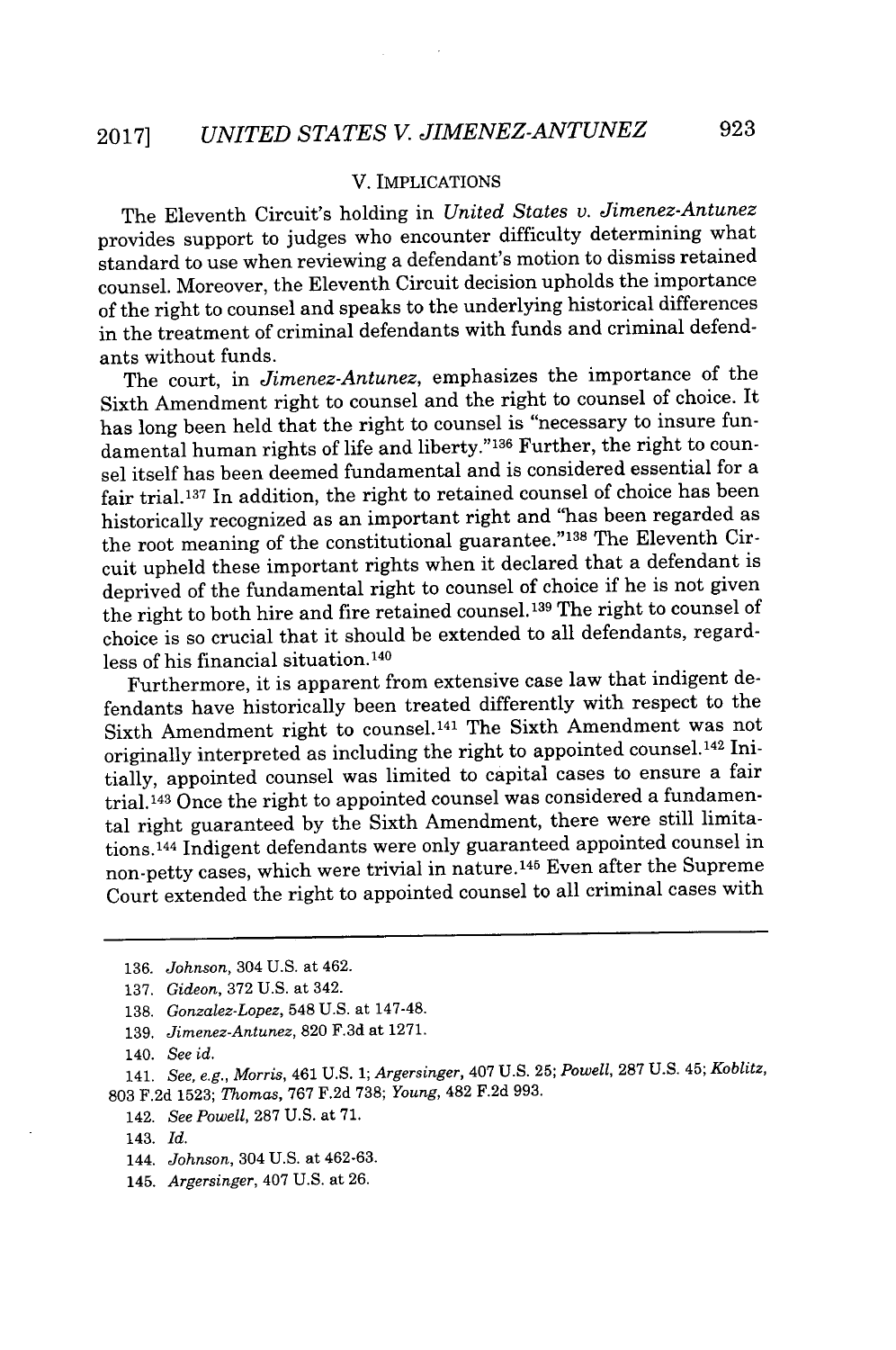## V. IMPLICATIONS

The Eleventh Circuit's holding in *United States v. Jimenez-Antunez* provides support to judges who encounter difficulty determining what standard to use when reviewing a defendant's motion to dismiss retained counsel. Moreover, the Eleventh Circuit decision upholds the importance of the right to counsel and speaks to the underlying historical differences in the treatment of criminal defendants with funds and criminal defendants without funds.

The court, in *Jimenez-Antunez*, emphasizes the importance of the Sixth Amendment right to counsel and the right to counsel of choice. It has long been held that the right to counsel is "necessary to insure fundamental human rights of life and liberty."[136] Further, the right to counsel itself has been deemed fundamental and is considered essential for a fair trial.[137] In addition, the right to retained counsel of choice has been historically recognized as an important right and "has been regarded as the root meaning of the constitutional guarantee."[138] The Eleventh Circuit upheld these important rights when it declared that a defendant is deprived of the fundamental right to counsel of choice if he is not given the right to both hire and fire retained counsel.[139] The right to counsel of choice is so crucial that it should be extended to all defendants, regardless of his financial situation.[140]

Furthermore, it is apparent from extensive case law that indigent defendants have historically been treated differently with respect to the Sixth Amendment right to counsel.[141] The Sixth Amendment was not originally interpreted as including the right to appointed counsel.[142] Initially, appointed counsel was limited to capital cases to ensure a fair trial.[143] Once the right to appointed counsel was considered a fundamental right guaranteed by the Sixth Amendment, there were still limitations.[144] Indigent defendants were only guaranteed appointed counsel in non-petty cases, which were trivial in nature.[145] Even after the Supreme Court extended the right to appointed counsel to all criminal cases with

---

136. *Johnson*, 304 U.S. at 462.

137. *Gideon*, 372 U.S. at 342.

138. *Gonzalez-Lopez*, 548 U.S. at 147-48.

139. *Jimenez-Antunez*, 820 F.3d at 1271.

140. *See id.*

141. *See, e.g., Morris*, 461 U.S. 1; *Argersinger*, 407 U.S. 25; *Powell*, 287 U.S. 45; *Koblitz*, 803 F.2d 1523; *Thomas*, 767 F.2d 738; *Young*, 482 F.2d 993.

142. *See Powell*, 287 U.S. at 71.

143. *Id.*

144. *Johnson*, 304 U.S. at 462-63.

145. *Argersinger*, 407 U.S. at 26.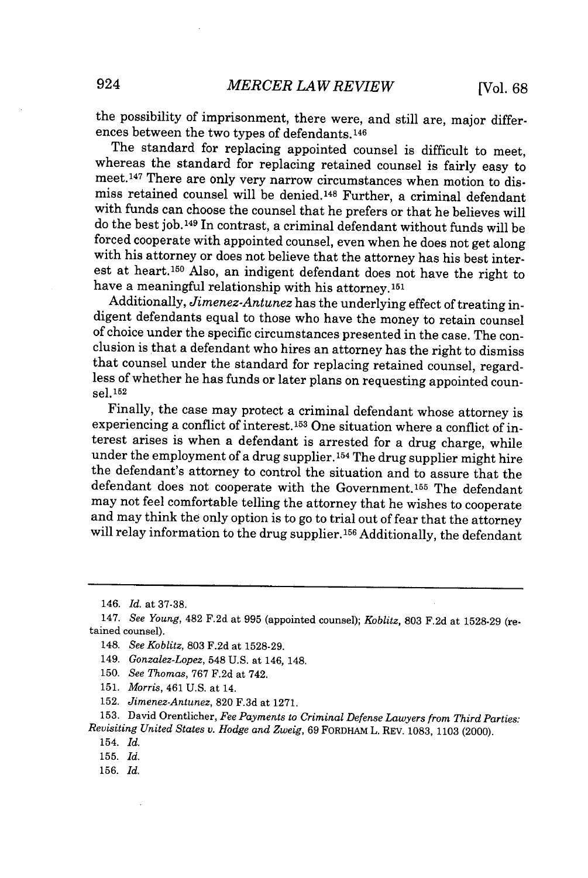the possibility of imprisonment, there were, and still are, major differences between the two types of defendants.[146]

The standard for replacing appointed counsel is difficult to meet, whereas the standard for replacing retained counsel is fairly easy to meet.[147] There are only very narrow circumstances when motion to dismiss retained counsel will be denied.[148] Further, a criminal defendant with funds can choose the counsel that he prefers or that he believes will do the best job.[149] In contrast, a criminal defendant without funds will be forced cooperate with appointed counsel, even when he does not get along with his attorney or does not believe that the attorney has his best interest at heart.[150] Also, an indigent defendant does not have the right to have a meaningful relationship with his attorney.[151]

Additionally, *Jimenez-Antunez* has the underlying effect of treating indigent defendants equal to those who have the money to retain counsel of choice under the specific circumstances presented in the case. The conclusion is that a defendant who hires an attorney has the right to dismiss that counsel under the standard for replacing retained counsel, regardless of whether he has funds or later plans on requesting appointed counsel.[152]

Finally, the case may protect a criminal defendant whose attorney is experiencing a conflict of interest.[153] One situation where a conflict of interest arises is when a defendant is arrested for a drug charge, while under the employment of a drug supplier.[154] The drug supplier might hire the defendant's attorney to control the situation and to assure that the defendant does not cooperate with the Government.[155] The defendant may not feel comfortable telling the attorney that he wishes to cooperate and may think the only option is to go to trial out of fear that the attorney will relay information to the drug supplier.[156] Additionally, the defendant

---

146. *Id.* at 37-38.

147. *See Young*, 482 F.2d at 995 (appointed counsel); *Koblitz*, 803 F.2d at 1528-29 (retained counsel).

148. *See Koblitz*, 803 F.2d at 1528-29.

149. *Gonzalez-Lopez*, 548 U.S. at 146, 148.

150. *See Thomas*, 767 F.2d at 742.

151. *Morris*, 461 U.S. at 14.

152. *Jimenez-Antunez*, 820 F.3d at 1271.

153. David Orentlicher, *Fee Payments to Criminal Defense Lawyers from Third Parties: Revisiting United States v. Hodge and Zweig*, 69 FORDHAM L. REV. 1083, 1103 (2000).

154. *Id.*

155. *Id.*

156. *Id.*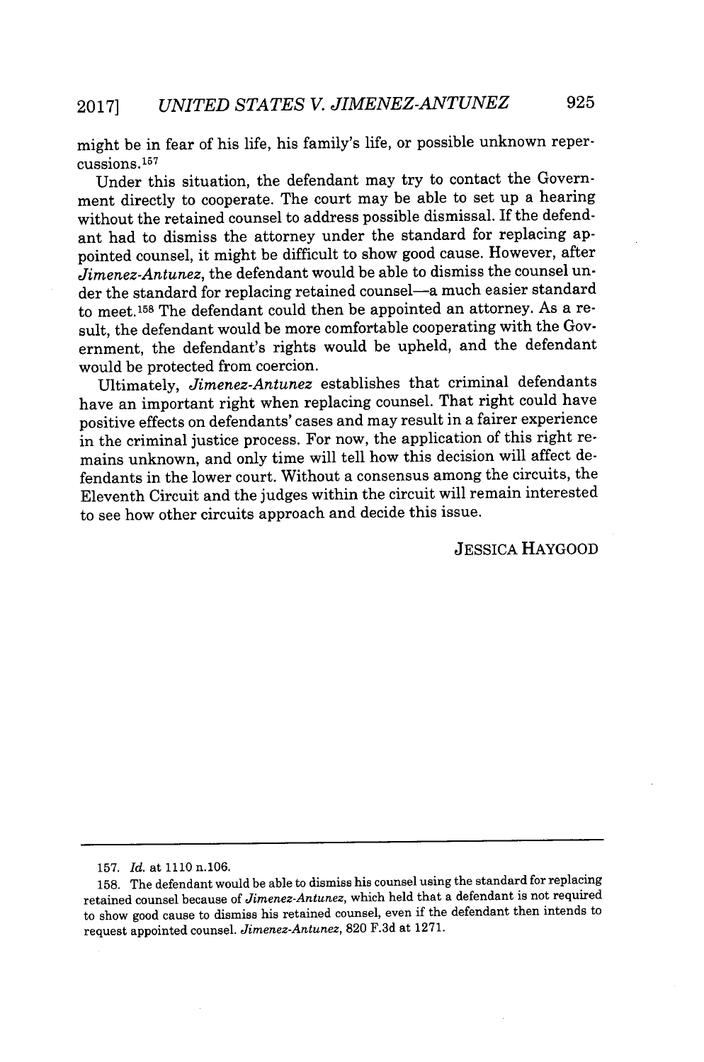might be in fear of his life, his family's life, or possible unknown repercussions.[157]

Under this situation, the defendant may try to contact the Government directly to cooperate. The court may be able to set up a hearing without the retained counsel to address possible dismissal. If the defendant had to dismiss the attorney under the standard for replacing appointed counsel, it might be difficult to show good cause. However, after *Jimenez-Antunez*, the defendant would be able to dismiss the counsel under the standard for replacing retained counsel—a much easier standard to meet.[158] The defendant could then be appointed an attorney. As a result, the defendant would be more comfortable cooperating with the Government, the defendant's rights would be upheld, and the defendant would be protected from coercion.

Ultimately, *Jimenez-Antunez* establishes that criminal defendants have an important right when replacing counsel. That right could have positive effects on defendants' cases and may result in a fairer experience in the criminal justice process. For now, the application of this right remains unknown, and only time will tell how this decision will affect defendants in the lower court. Without a consensus among the circuits, the Eleventh Circuit and the judges within the circuit will remain interested to see how other circuits approach and decide this issue.

JESSICA HAYGOOD

---

157. *Id.* at 1110 n.106.

158. The defendant would be able to dismiss his counsel using the standard for replacing retained counsel because of *Jimenez-Antunez*, which held that a defendant is not required to show good cause to dismiss his retained counsel, even if the defendant then intends to request appointed counsel. *Jimenez-Antunez*, 820 F.3d at 1271.